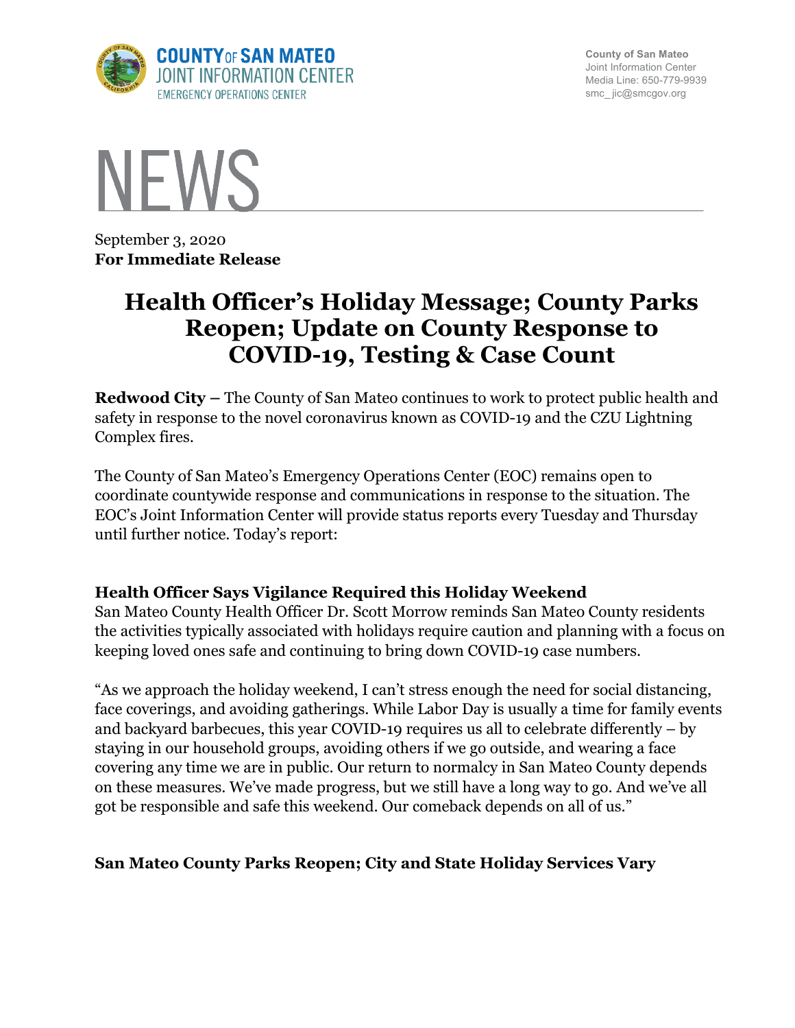County of San Mateo
Joint Information Center
Media Line: 650-779-9939
smc_ jic@smcgov.org

# NEWS

September 3, 2020
**For Immediate Release**

# Health Officer's Holiday Message; County Parks Reopen; Update on County Response to COVID-19, Testing & Case Count

**Redwood City –** The County of San Mateo continues to work to protect public health and safety in response to the novel coronavirus known as COVID-19 and the CZU Lightning Complex fires.

The County of San Mateo's Emergency Operations Center (EOC) remains open to coordinate countywide response and communications in response to the situation. The EOC's Joint Information Center will provide status reports every Tuesday and Thursday until further notice. Today's report:

### Health Officer Says Vigilance Required this Holiday Weekend

San Mateo County Health Officer Dr. Scott Morrow reminds San Mateo County residents the activities typically associated with holidays require caution and planning with a focus on keeping loved ones safe and continuing to bring down COVID-19 case numbers.

"As we approach the holiday weekend, I can't stress enough the need for social distancing, face coverings, and avoiding gatherings. While Labor Day is usually a time for family events and backyard barbecues, this year COVID-19 requires us all to celebrate differently – by staying in our household groups, avoiding others if we go outside, and wearing a face covering any time we are in public. Our return to normalcy in San Mateo County depends on these measures. We've made progress, but we still have a long way to go. And we've all got be responsible and safe this weekend. Our comeback depends on all of us."

### San Mateo County Parks Reopen; City and State Holiday Services Vary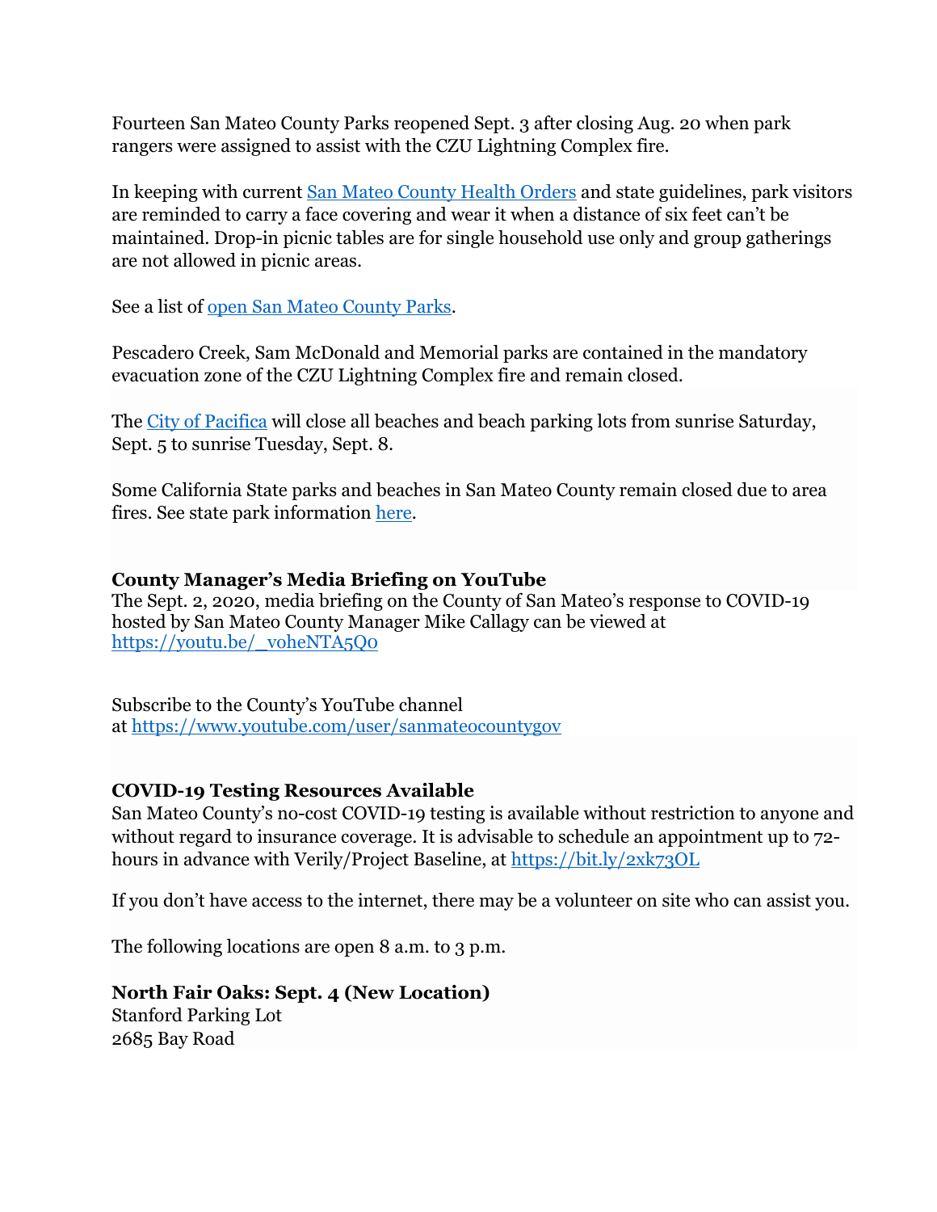Fourteen San Mateo County Parks reopened Sept. 3 after closing Aug. 20 when park rangers were assigned to assist with the CZU Lightning Complex fire.

In keeping with current [San Mateo County Health Orders](#) and state guidelines, park visitors are reminded to carry a face covering and wear it when a distance of six feet can't be maintained. Drop-in picnic tables are for single household use only and group gatherings are not allowed in picnic areas.

See a list of [open San Mateo County Parks](#).

Pescadero Creek, Sam McDonald and Memorial parks are contained in the mandatory evacuation zone of the CZU Lightning Complex fire and remain closed.

The [City of Pacifica](#) will close all beaches and beach parking lots from sunrise Saturday, Sept. 5 to sunrise Tuesday, Sept. 8.

Some California State parks and beaches in San Mateo County remain closed due to area fires. See state park information [here](#).

**County Manager's Media Briefing on YouTube**

The Sept. 2, 2020, media briefing on the County of San Mateo's response to COVID-19 hosted by San Mateo County Manager Mike Callagy can be viewed at https://youtu.be/_voheNTA5Q0

Subscribe to the County's YouTube channel at https://www.youtube.com/user/sanmateocountygov

**COVID-19 Testing Resources Available**

San Mateo County's no-cost COVID-19 testing is available without restriction to anyone and without regard to insurance coverage. It is advisable to schedule an appointment up to 72-hours in advance with Verily/Project Baseline, at https://bit.ly/2xk73OL

If you don't have access to the internet, there may be a volunteer on site who can assist you.

The following locations are open 8 a.m. to 3 p.m.

**North Fair Oaks: Sept. 4 (New Location)**

Stanford Parking Lot
2685 Bay Road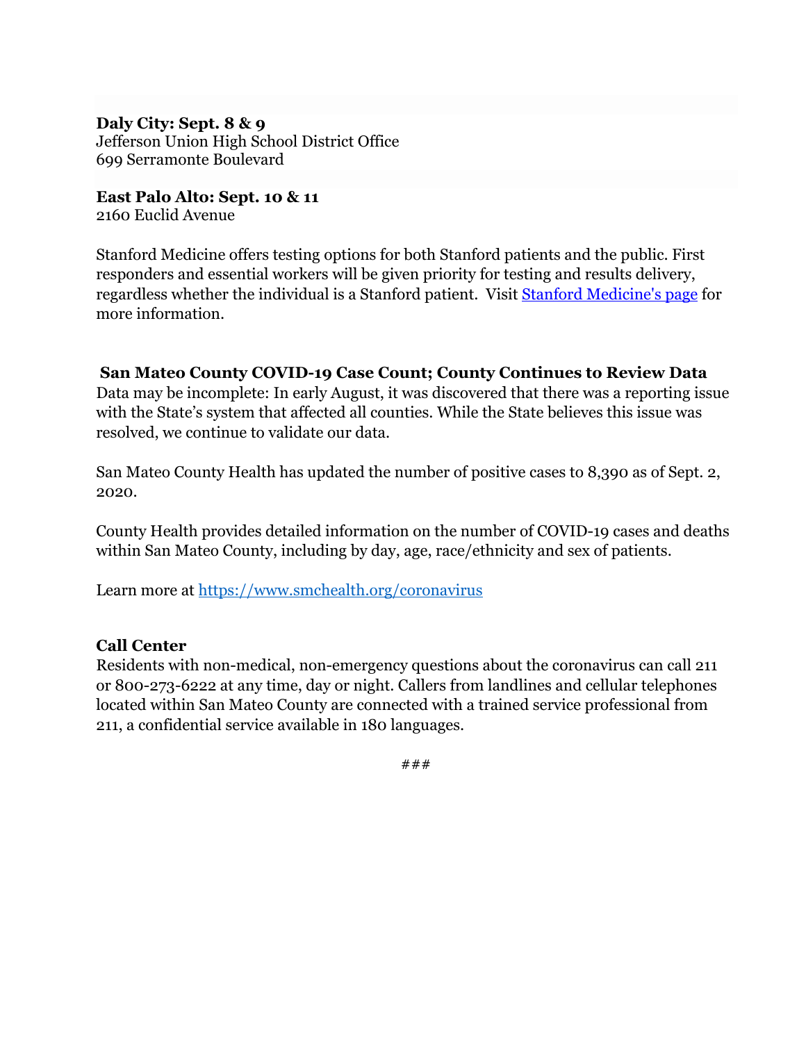**Daly City: Sept. 8 & 9**
Jefferson Union High School District Office
699 Serramonte Boulevard

**East Palo Alto: Sept. 10 & 11**
2160 Euclid Avenue

Stanford Medicine offers testing options for both Stanford patients and the public. First responders and essential workers will be given priority for testing and results delivery, regardless whether the individual is a Stanford patient. Visit Stanford Medicine's page for more information.

**San Mateo County COVID-19 Case Count; County Continues to Review Data**
Data may be incomplete: In early August, it was discovered that there was a reporting issue with the State's system that affected all counties. While the State believes this issue was resolved, we continue to validate our data.

San Mateo County Health has updated the number of positive cases to 8,390 as of Sept. 2, 2020.

County Health provides detailed information on the number of COVID-19 cases and deaths within San Mateo County, including by day, age, race/ethnicity and sex of patients.

Learn more at https://www.smchealth.org/coronavirus

**Call Center**
Residents with non-medical, non-emergency questions about the coronavirus can call 211 or 800-273-6222 at any time, day or night. Callers from landlines and cellular telephones located within San Mateo County are connected with a trained service professional from 211, a confidential service available in 180 languages.

###